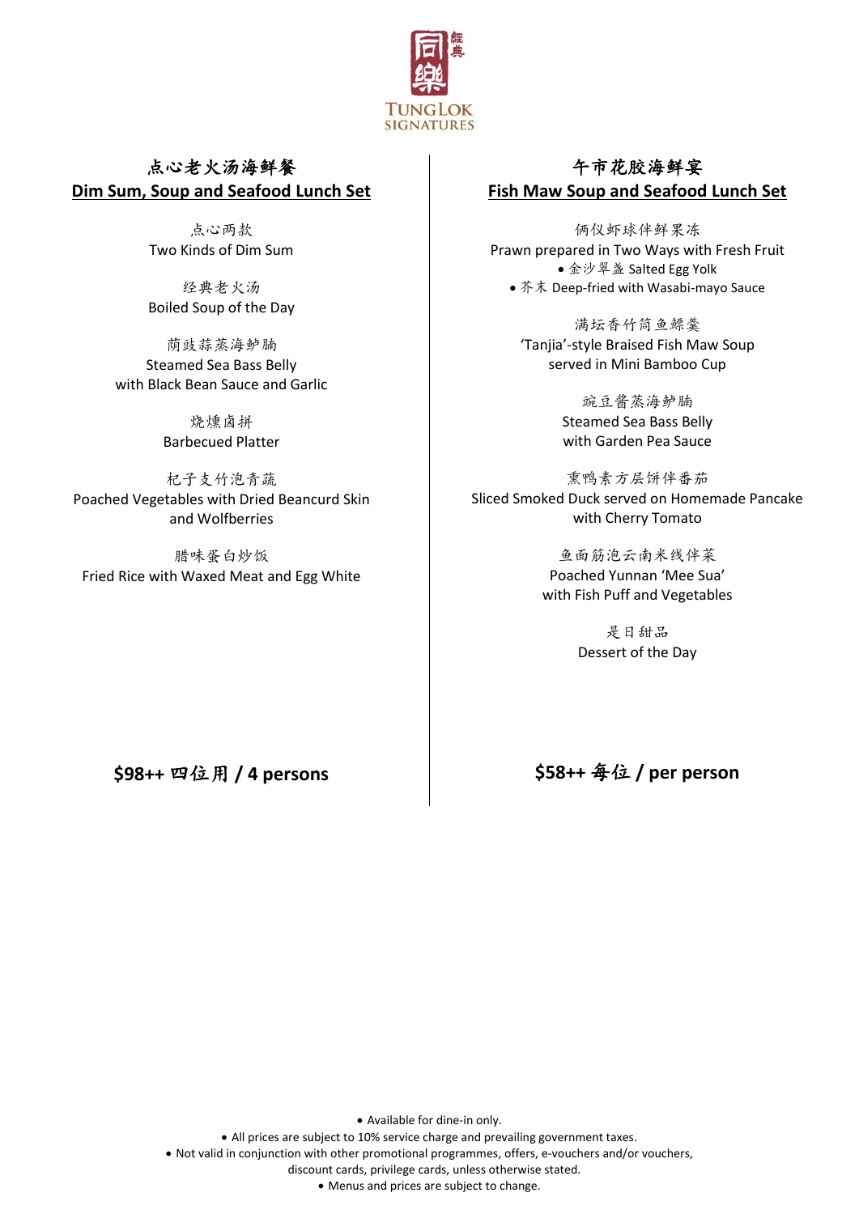同樂 經典
TUNGLOK SIGNATURES

## 点心老火汤海鲜餐
## Dim Sum, Soup and Seafood Lunch Set

点心两款
Two Kinds of Dim Sum

经典老火汤
Boiled Soup of the Day

荫豉蒜蒸海鲈腩
Steamed Sea Bass Belly
with Black Bean Sauce and Garlic

烧燻卤拼
Barbecued Platter

杞子支竹泡青蔬
Poached Vegetables with Dried Beancurd Skin
and Wolfberries

腊味蛋白炒饭
Fried Rice with Waxed Meat and Egg White

**$98++ 四位用 / 4 persons**

## 午市花胶海鲜宴
## Fish Maw Soup and Seafood Lunch Set

俩仪虾球伴鲜果冻
Prawn prepared in Two Ways with Fresh Fruit
- 金沙翠盏 Salted Egg Yolk
- 芥末 Deep-fried with Wasabi-mayo Sauce

满坛香竹筒鱼鳔羹
'Tanjia'-style Braised Fish Maw Soup
served in Mini Bamboo Cup

豌豆酱蒸海鲈腩
Steamed Sea Bass Belly
with Garden Pea Sauce

熏鸭素方层饼伴番茄
Sliced Smoked Duck served on Homemade Pancake
with Cherry Tomato

鱼面筋泡云南米线伴菜
Poached Yunnan 'Mee Sua'
with Fish Puff and Vegetables

是日甜品
Dessert of the Day

**$58++ 每位 / per person**

- Available for dine-in only.
- All prices are subject to 10% service charge and prevailing government taxes.
- Not valid in conjunction with other promotional programmes, offers, e-vouchers and/or vouchers, discount cards, privilege cards, unless otherwise stated.
- Menus and prices are subject to change.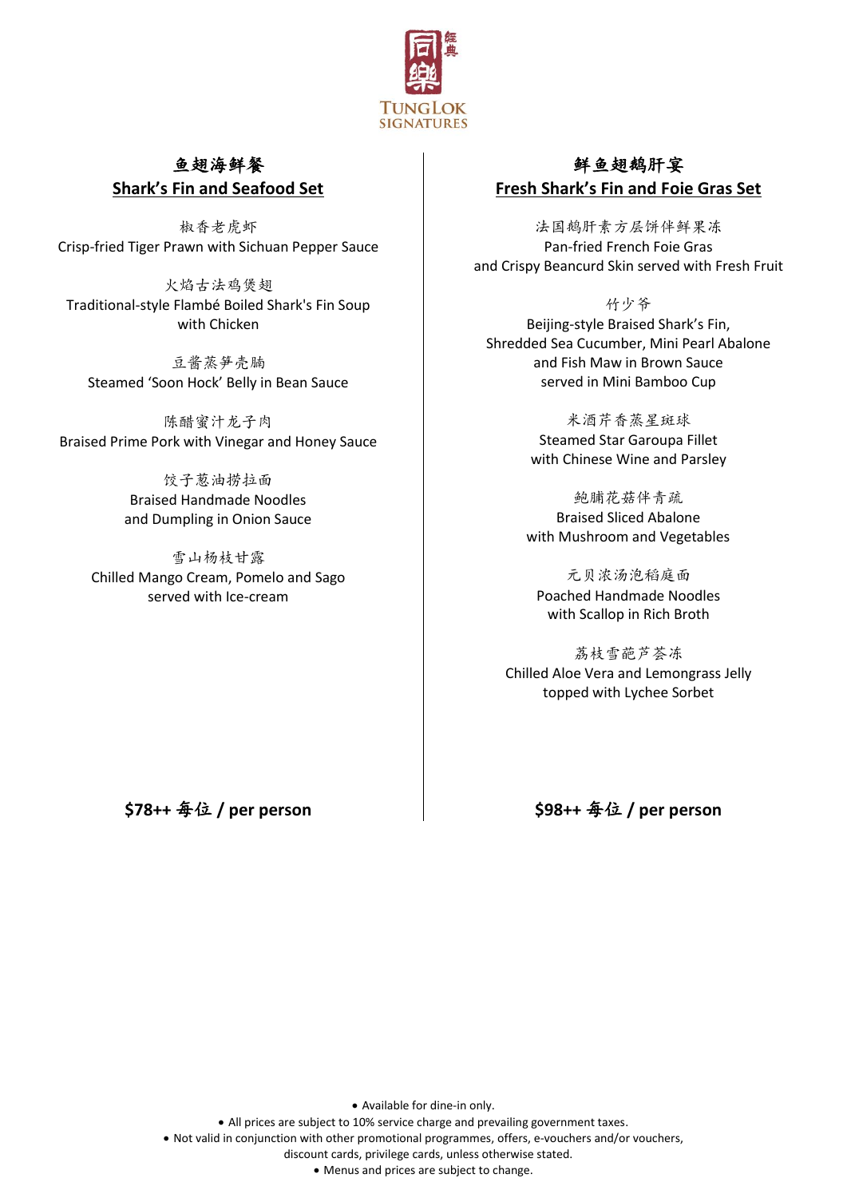TUNGLOK SIGNATURES

## 鱼翅海鲜餐
## Shark's Fin and Seafood Set

椒香老虎虾
Crisp-fried Tiger Prawn with Sichuan Pepper Sauce

火焰古法鸡煲翅
Traditional-style Flambé Boiled Shark's Fin Soup with Chicken

豆酱蒸笋壳腩
Steamed 'Soon Hock' Belly in Bean Sauce

陈醋蜜汁龙子肉
Braised Prime Pork with Vinegar and Honey Sauce

饺子葱油捞拉面
Braised Handmade Noodles and Dumpling in Onion Sauce

雪山杨枝甘露
Chilled Mango Cream, Pomelo and Sago served with Ice-cream

**$78++ 每位 / per person**

## 鲜鱼翅鹅肝宴
## Fresh Shark's Fin and Foie Gras Set

法国鹅肝素方层饼伴鲜果冻
Pan-fried French Foie Gras and Crispy Beancurd Skin served with Fresh Fruit

竹少爷
Beijing-style Braised Shark's Fin, Shredded Sea Cucumber, Mini Pearl Abalone and Fish Maw in Brown Sauce served in Mini Bamboo Cup

米酒芹香蒸星斑球
Steamed Star Garoupa Fillet with Chinese Wine and Parsley

鲍脯花菇伴青蔬
Braised Sliced Abalone with Mushroom and Vegetables

元贝浓汤泡稻庭面
Poached Handmade Noodles with Scallop in Rich Broth

荔枝雪葩芦荟冻
Chilled Aloe Vera and Lemongrass Jelly topped with Lychee Sorbet

**$98++ 每位 / per person**

- Available for dine-in only.
- All prices are subject to 10% service charge and prevailing government taxes.
- Not valid in conjunction with other promotional programmes, offers, e-vouchers and/or vouchers, discount cards, privilege cards, unless otherwise stated.
- Menus and prices are subject to change.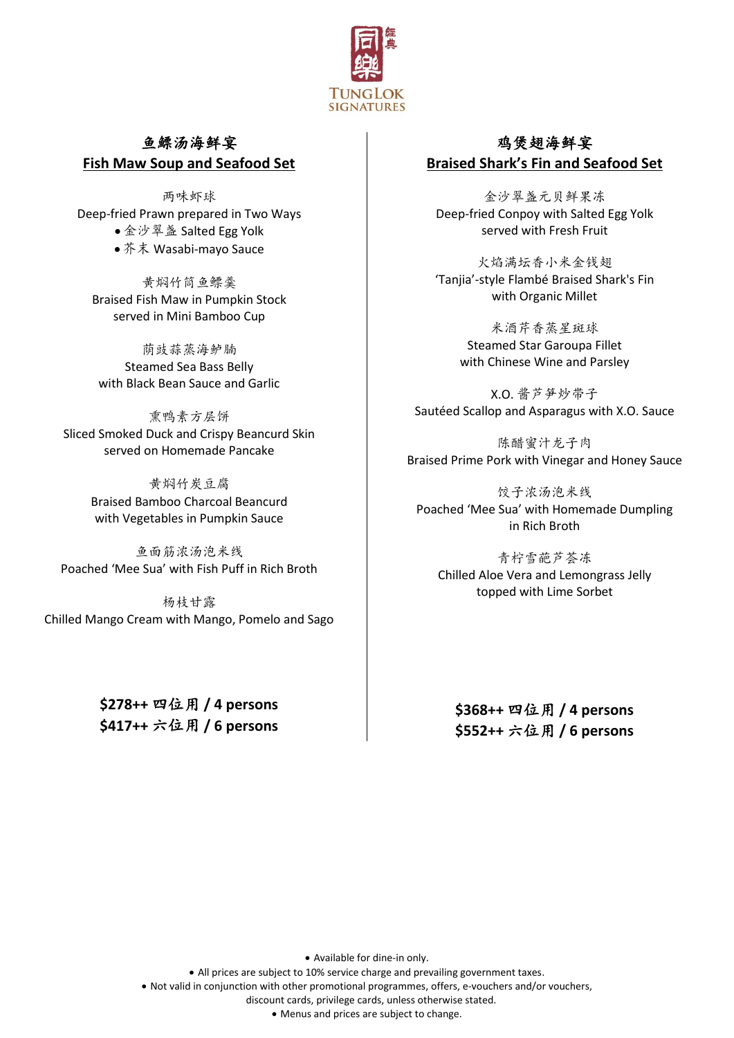TUNG LOK SIGNATURES

## 鱼鳔汤海鲜宴
## Fish Maw Soup and Seafood Set

两味虾球
Deep-fried Prawn prepared in Two Ways
- 金沙翠盏 Salted Egg Yolk
- 芥末 Wasabi-mayo Sauce

黄焖竹筒鱼鳔羹
Braised Fish Maw in Pumpkin Stock
served in Mini Bamboo Cup

荫豉蒜蒸海鲈腩
Steamed Sea Bass Belly
with Black Bean Sauce and Garlic

熏鸭素方层饼
Sliced Smoked Duck and Crispy Beancurd Skin
served on Homemade Pancake

黄焖竹炭豆腐
Braised Bamboo Charcoal Beancurd
with Vegetables in Pumpkin Sauce

鱼面筋浓汤泡米线
Poached 'Mee Sua' with Fish Puff in Rich Broth

杨枝甘露
Chilled Mango Cream with Mango, Pomelo and Sago

**$278++ 四位用 / 4 persons**
**$417++ 六位用 / 6 persons**

## 鸡煲翅海鲜宴
## Braised Shark's Fin and Seafood Set

金沙翠盏元贝鲜果冻
Deep-fried Conpoy with Salted Egg Yolk
served with Fresh Fruit

火焰满坛香小米金钱翅
'Tanjia'-style Flambé Braised Shark's Fin
with Organic Millet

米酒芹香蒸星斑球
Steamed Star Garoupa Fillet
with Chinese Wine and Parsley

X.O. 酱芦笋炒带子
Sautéed Scallop and Asparagus with X.O. Sauce

陈醋蜜汁龙子肉
Braised Prime Pork with Vinegar and Honey Sauce

饺子浓汤泡米线
Poached 'Mee Sua' with Homemade Dumpling
in Rich Broth

青柠雪葩芦荟冻
Chilled Aloe Vera and Lemongrass Jelly
topped with Lime Sorbet

**$368++ 四位用 / 4 persons**
**$552++ 六位用 / 6 persons**

- Available for dine-in only.
- All prices are subject to 10% service charge and prevailing government taxes.
- Not valid in conjunction with other promotional programmes, offers, e-vouchers and/or vouchers, discount cards, privilege cards, unless otherwise stated.
- Menus and prices are subject to change.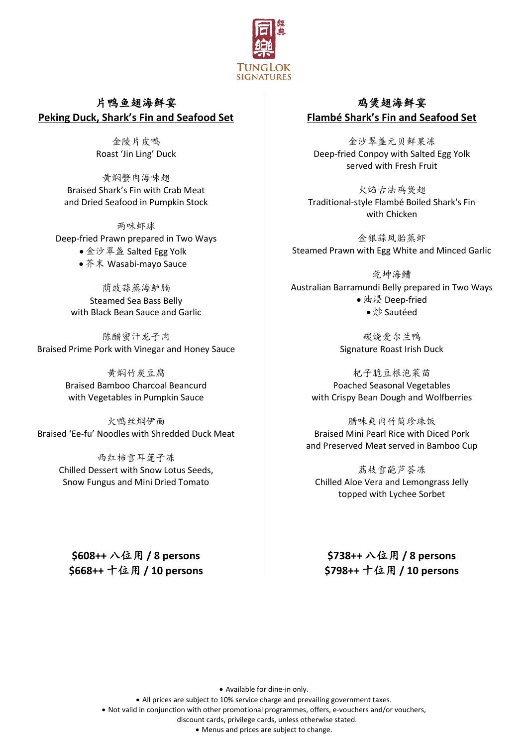同樂 經典

TUNGLOK SIGNATURES

## 片鸭鱼翅海鲜宴
## Peking Duck, Shark's Fin and Seafood Set

金陵片皮鸭
Roast 'Jin Ling' Duck

黄焖蟹肉海味翅
Braised Shark's Fin with Crab Meat
and Dried Seafood in Pumpkin Stock

两味虾球
Deep-fried Prawn prepared in Two Ways
- 金沙翠盏 Salted Egg Yolk
- 芥末 Wasabi-mayo Sauce

荫豉蒜蒸海鲈腩
Steamed Sea Bass Belly
with Black Bean Sauce and Garlic

陈醋蜜汁龙子肉
Braised Prime Pork with Vinegar and Honey Sauce

黄焖竹炭豆腐
Braised Bamboo Charcoal Beancurd
with Vegetables in Pumpkin Sauce

火鸭丝焖伊面
Braised 'Ee-fu' Noodles with Shredded Duck Meat

西红柿雪耳莲子冻
Chilled Dessert with Snow Lotus Seeds,
Snow Fungus and Mini Dried Tomato

**$608++ 八位用 / 8 persons**
**$668++ 十位用 / 10 persons**

## 鸡煲翅海鲜宴
## Flambé Shark's Fin and Seafood Set

金沙翠盏元贝鲜果冻
Deep-fried Conpoy with Salted Egg Yolk
served with Fresh Fruit

火焰古法鸡煲翅
Traditional-style Flambé Boiled Shark's Fin
with Chicken

金银蒜凤胎蒸虾
Steamed Prawn with Egg White and Minced Garlic

乾坤海鳝
Australian Barramundi Belly prepared in Two Ways
- 油浸 Deep-fried
- 炒 Sautéed

碳烧爱尔兰鸭
Signature Roast Irish Duck

杞子脆豆根泡菜苗
Poached Seasonal Vegetables
with Crispy Bean Dough and Wolfberries

腊味爽肉竹筒珍珠饭
Braised Mini Pearl Rice with Diced Pork
and Preserved Meat served in Bamboo Cup

荔枝雪葩芦荟冻
Chilled Aloe Vera and Lemongrass Jelly
topped with Lychee Sorbet

**$738++ 八位用 / 8 persons**
**$798++ 十位用 / 10 persons**

- Available for dine-in only.
- All prices are subject to 10% service charge and prevailing government taxes.
- Not valid in conjunction with other promotional programmes, offers, e-vouchers and/or vouchers, discount cards, privilege cards, unless otherwise stated.
- Menus and prices are subject to change.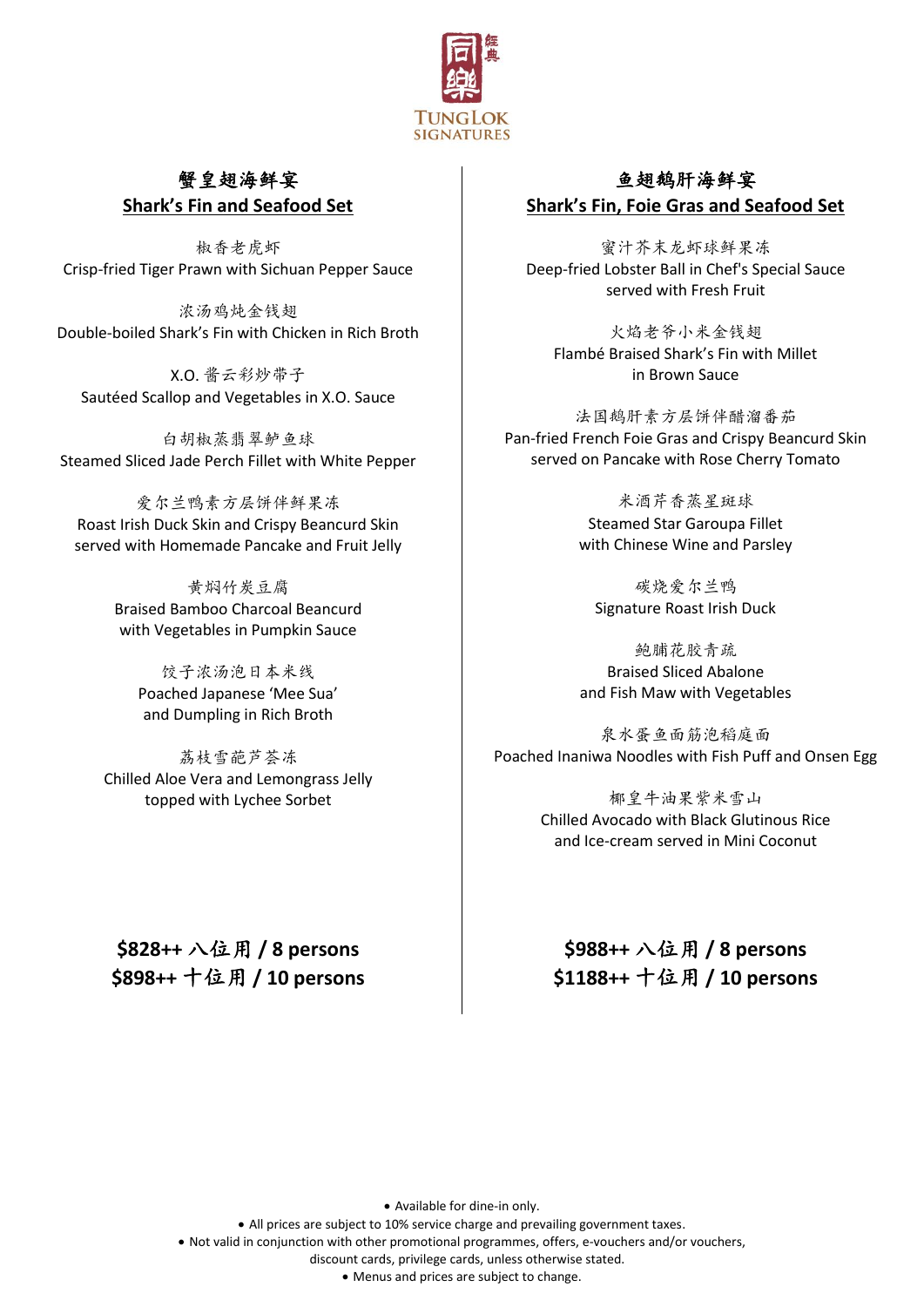TUNGLOK SIGNATURES

## 蟹皇翅海鲜宴
## Shark's Fin and Seafood Set

椒香老虎虾
Crisp-fried Tiger Prawn with Sichuan Pepper Sauce

浓汤鸡炖金钱翅
Double-boiled Shark's Fin with Chicken in Rich Broth

X.O. 酱云彩炒带子
Sautéed Scallop and Vegetables in X.O. Sauce

白胡椒蒸翡翠鲈鱼球
Steamed Sliced Jade Perch Fillet with White Pepper

爱尔兰鸭素方层饼伴鲜果冻
Roast Irish Duck Skin and Crispy Beancurd Skin
served with Homemade Pancake and Fruit Jelly

黄焖竹炭豆腐
Braised Bamboo Charcoal Beancurd
with Vegetables in Pumpkin Sauce

饺子浓汤泡日本米线
Poached Japanese 'Mee Sua'
and Dumpling in Rich Broth

荔枝雪葩芦荟冻
Chilled Aloe Vera and Lemongrass Jelly
topped with Lychee Sorbet

**$828++ 八位用 / 8 persons**
**$898++ 十位用 / 10 persons**

## 鱼翅鹅肝海鲜宴
## Shark's Fin, Foie Gras and Seafood Set

蜜汁芥末龙虾球鲜果冻
Deep-fried Lobster Ball in Chef's Special Sauce
served with Fresh Fruit

火焰老爷小米金钱翅
Flambé Braised Shark's Fin with Millet
in Brown Sauce

法国鹅肝素方层饼伴醋溜番茄
Pan-fried French Foie Gras and Crispy Beancurd Skin
served on Pancake with Rose Cherry Tomato

米酒芹香蒸星斑球
Steamed Star Garoupa Fillet
with Chinese Wine and Parsley

碳烧爱尔兰鸭
Signature Roast Irish Duck

鲍脯花胶青疏
Braised Sliced Abalone
and Fish Maw with Vegetables

泉水蛋鱼面筋泡稻庭面
Poached Inaniwa Noodles with Fish Puff and Onsen Egg

椰皇牛油果紫米雪山
Chilled Avocado with Black Glutinous Rice
and Ice-cream served in Mini Coconut

**$988++ 八位用 / 8 persons**
**$1188++ 十位用 / 10 persons**

- Available for dine-in only.
- All prices are subject to 10% service charge and prevailing government taxes.
- Not valid in conjunction with other promotional programmes, offers, e-vouchers and/or vouchers, discount cards, privilege cards, unless otherwise stated.
- Menus and prices are subject to change.